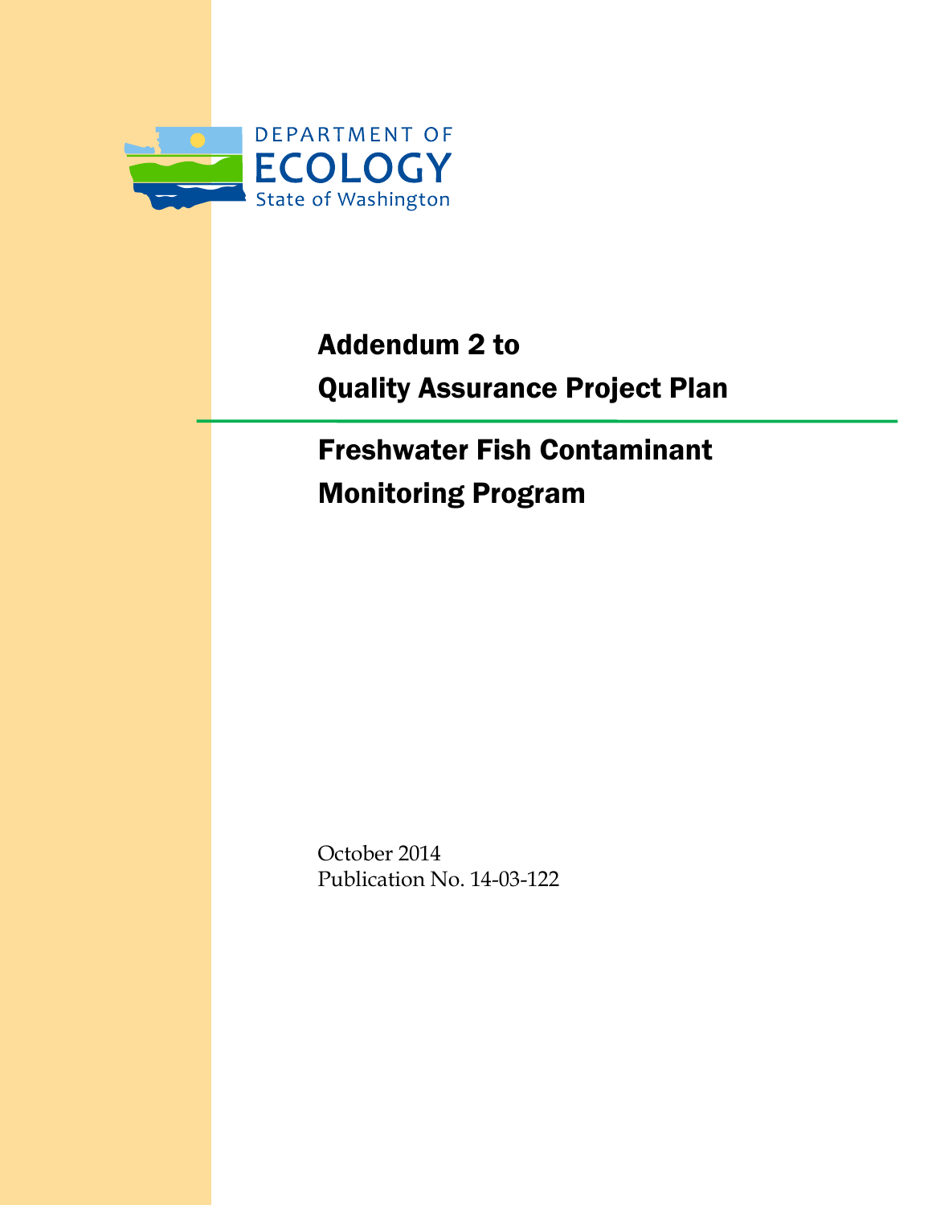DEPARTMENT OF
ECOLOGY
State of Washington

# Addendum 2 to Quality Assurance Project Plan

## Freshwater Fish Contaminant Monitoring Program

October 2014
Publication No. 14-03-122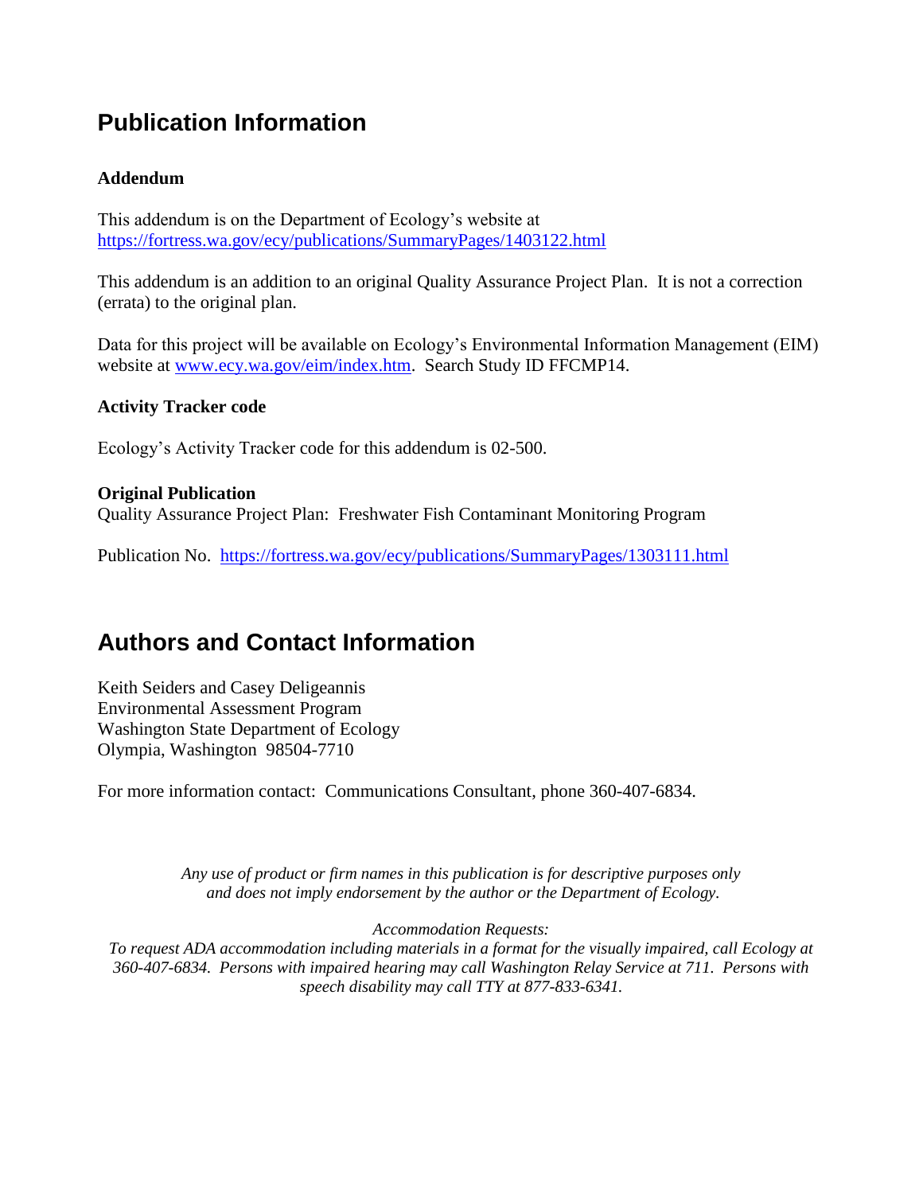# Publication Information

### Addendum

This addendum is on the Department of Ecology's website at https://fortress.wa.gov/ecy/publications/SummaryPages/1403122.html

This addendum is an addition to an original Quality Assurance Project Plan. It is not a correction (errata) to the original plan.

Data for this project will be available on Ecology's Environmental Information Management (EIM) website at www.ecy.wa.gov/eim/index.htm. Search Study ID FFCMP14.

### Activity Tracker code

Ecology's Activity Tracker code for this addendum is 02-500.

### Original Publication

Quality Assurance Project Plan: Freshwater Fish Contaminant Monitoring Program

Publication No. https://fortress.wa.gov/ecy/publications/SummaryPages/1303111.html

# Authors and Contact Information

Keith Seiders and Casey Deligeannis
Environmental Assessment Program
Washington State Department of Ecology
Olympia, Washington 98504-7710

For more information contact: Communications Consultant, phone 360-407-6834.

*Any use of product or firm names in this publication is for descriptive purposes only and does not imply endorsement by the author or the Department of Ecology.*

*Accommodation Requests:*
*To request ADA accommodation including materials in a format for the visually impaired, call Ecology at 360-407-6834. Persons with impaired hearing may call Washington Relay Service at 711. Persons with speech disability may call TTY at 877-833-6341.*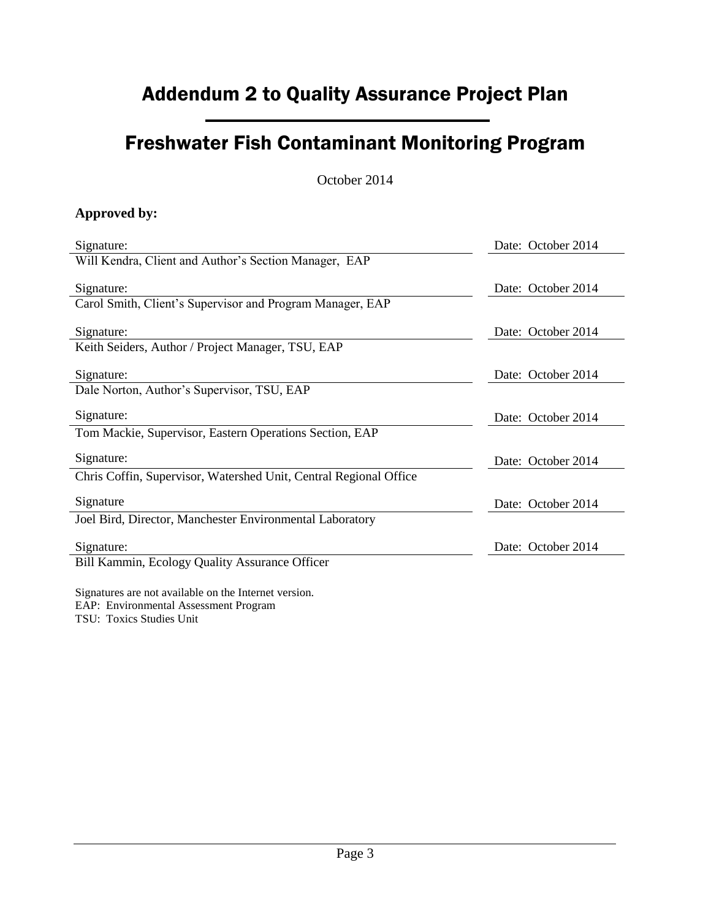# Addendum 2 to Quality Assurance Project Plan

# Freshwater Fish Contaminant Monitoring Program

October 2014

**Approved by:**

| Signature: | Date: October 2014 |
|---|---|
| Will Kendra, Client and Author's Section Manager, EAP | |
| Signature: | Date: October 2014 |
| Carol Smith, Client's Supervisor and Program Manager, EAP | |
| Signature: | Date: October 2014 |
| Keith Seiders, Author / Project Manager, TSU, EAP | |
| Signature: | Date: October 2014 |
| Dale Norton, Author's Supervisor, TSU, EAP | |
| Signature: | Date: October 2014 |
| Tom Mackie, Supervisor, Eastern Operations Section, EAP | |
| Signature: | Date: October 2014 |
| Chris Coffin, Supervisor, Watershed Unit, Central Regional Office | |
| Signature | Date: October 2014 |
| Joel Bird, Director, Manchester Environmental Laboratory | |
| Signature: | Date: October 2014 |
| Bill Kammin, Ecology Quality Assurance Officer | |

Signatures are not available on the Internet version.
EAP: Environmental Assessment Program
TSU: Toxics Studies Unit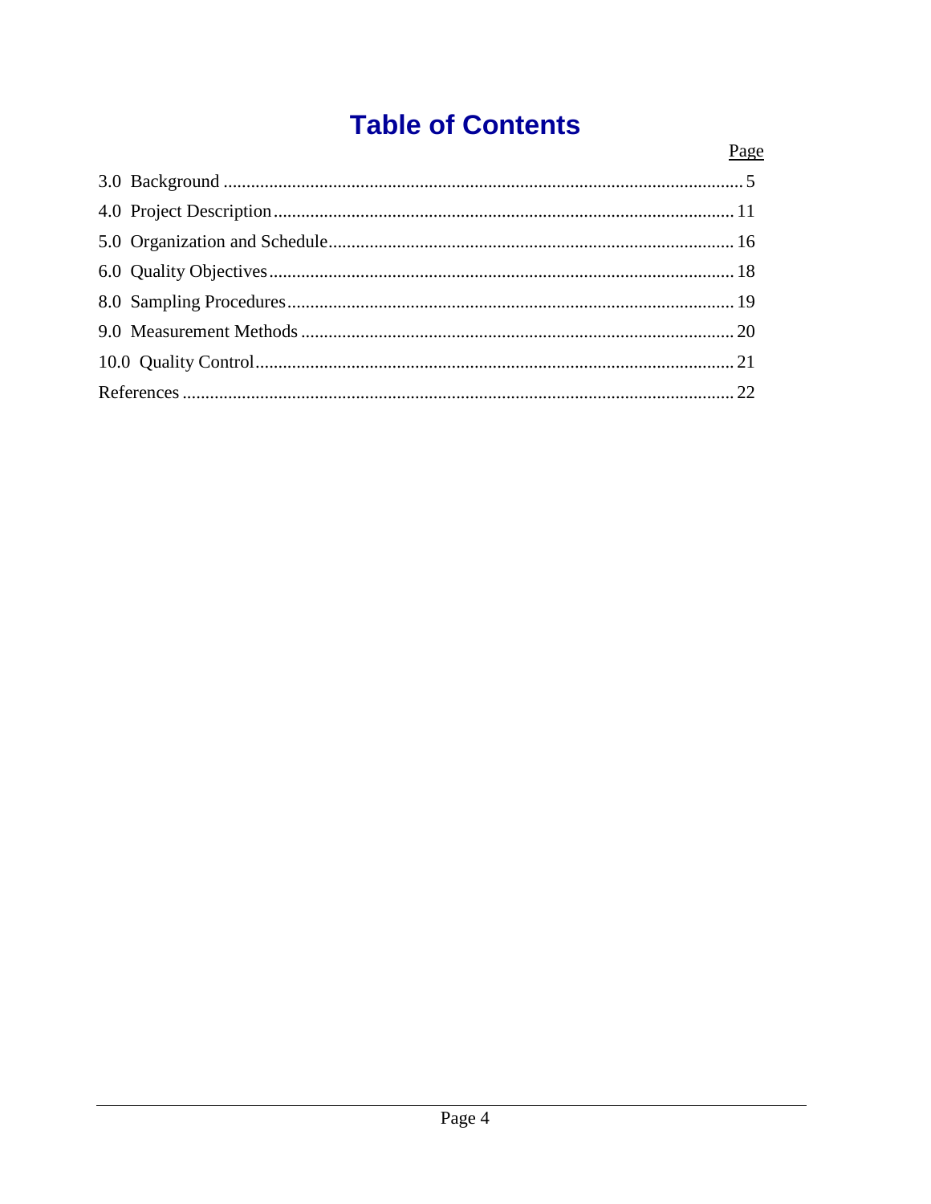# Table of Contents

| | Page |
|---|---|
| 3.0 Background | 5 |
| 4.0 Project Description | 11 |
| 5.0 Organization and Schedule | 16 |
| 6.0 Quality Objectives | 18 |
| 8.0 Sampling Procedures | 19 |
| 9.0 Measurement Methods | 20 |
| 10.0 Quality Control | 21 |
| References | 22 |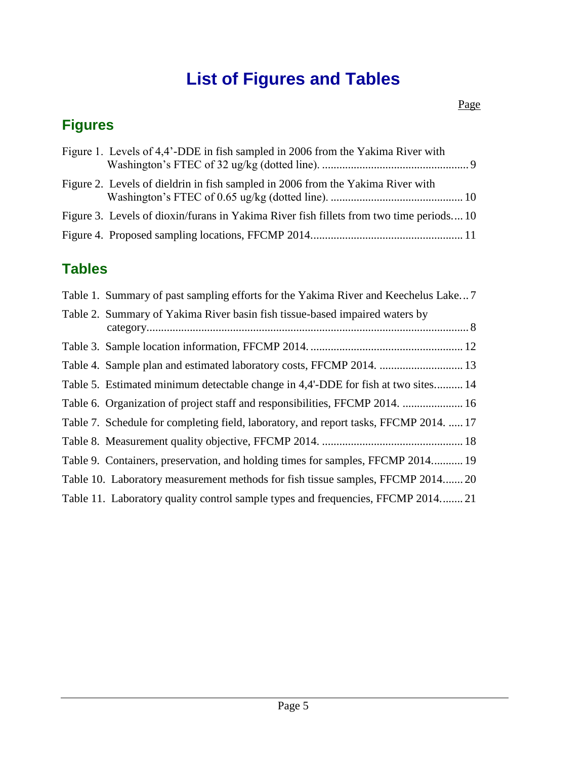# List of Figures and Tables

Page

## Figures

Figure 1. Levels of 4,4'-DDE in fish sampled in 2006 from the Yakima River with Washington's FTEC of 32 ug/kg (dotted line). .......... 9

Figure 2. Levels of dieldrin in fish sampled in 2006 from the Yakima River with Washington's FTEC of 0.65 ug/kg (dotted line). .......... 10

Figure 3. Levels of dioxin/furans in Yakima River fish fillets from two time periods.... 10

Figure 4. Proposed sampling locations, FFCMP 2014.......... 11

## Tables

Table 1. Summary of past sampling efforts for the Yakima River and Keechelus Lake... 7

Table 2. Summary of Yakima River basin fish tissue-based impaired waters by category.......... 8

Table 3. Sample location information, FFCMP 2014. .......... 12

Table 4. Sample plan and estimated laboratory costs, FFCMP 2014. .......... 13

Table 5. Estimated minimum detectable change in 4,4'-DDE for fish at two sites.......... 14

Table 6. Organization of project staff and responsibilities, FFCMP 2014. .......... 16

Table 7. Schedule for completing field, laboratory, and report tasks, FFCMP 2014. ..... 17

Table 8. Measurement quality objective, FFCMP 2014. .......... 18

Table 9. Containers, preservation, and holding times for samples, FFCMP 2014.......... 19

Table 10. Laboratory measurement methods for fish tissue samples, FFCMP 2014....... 20

Table 11. Laboratory quality control sample types and frequencies, FFCMP 2014........ 21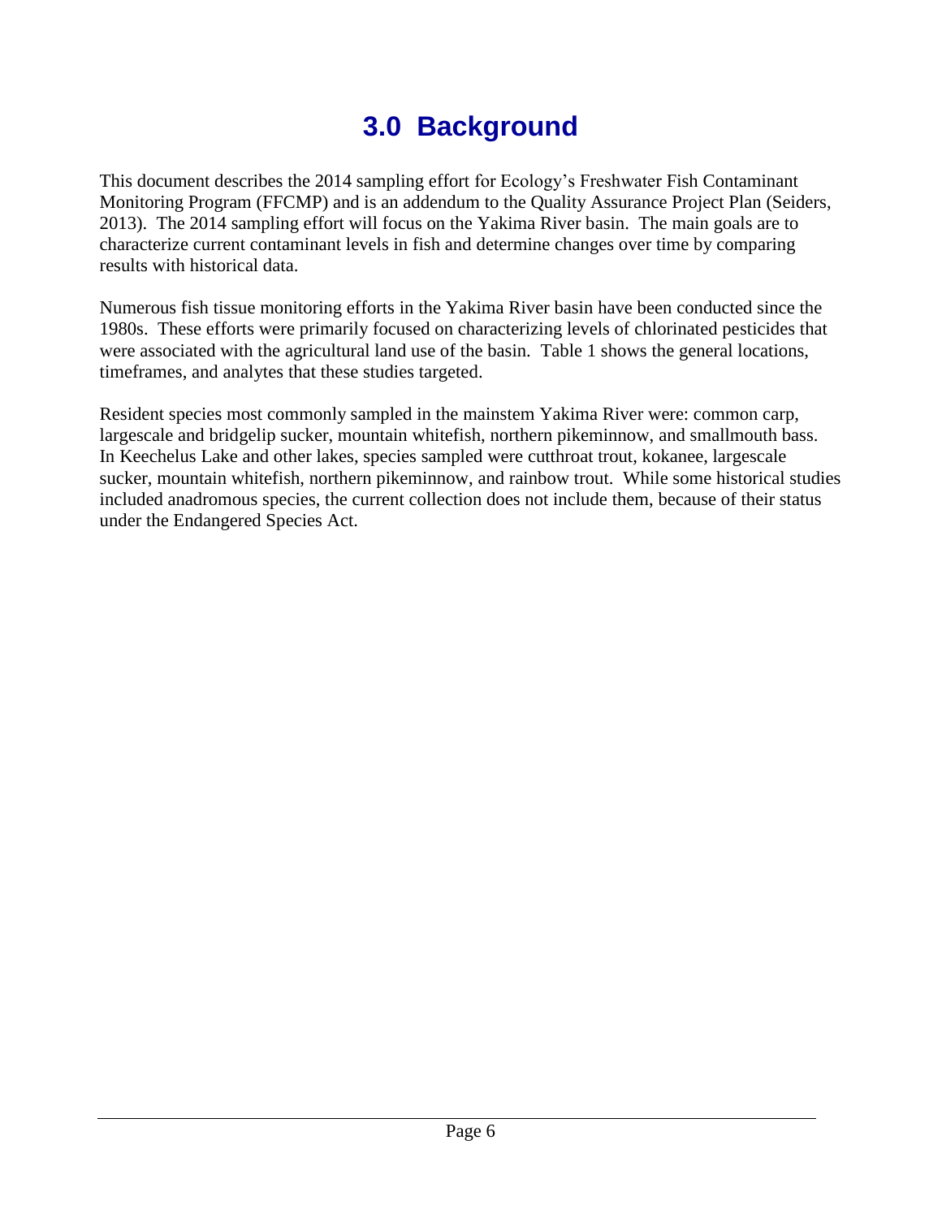# 3.0 Background

This document describes the 2014 sampling effort for Ecology's Freshwater Fish Contaminant Monitoring Program (FFCMP) and is an addendum to the Quality Assurance Project Plan (Seiders, 2013). The 2014 sampling effort will focus on the Yakima River basin. The main goals are to characterize current contaminant levels in fish and determine changes over time by comparing results with historical data.

Numerous fish tissue monitoring efforts in the Yakima River basin have been conducted since the 1980s. These efforts were primarily focused on characterizing levels of chlorinated pesticides that were associated with the agricultural land use of the basin. Table 1 shows the general locations, timeframes, and analytes that these studies targeted.

Resident species most commonly sampled in the mainstem Yakima River were: common carp, largescale and bridgelip sucker, mountain whitefish, northern pikeminnow, and smallmouth bass. In Keechelus Lake and other lakes, species sampled were cutthroat trout, kokanee, largescale sucker, mountain whitefish, northern pikeminnow, and rainbow trout. While some historical studies included anadromous species, the current collection does not include them, because of their status under the Endangered Species Act.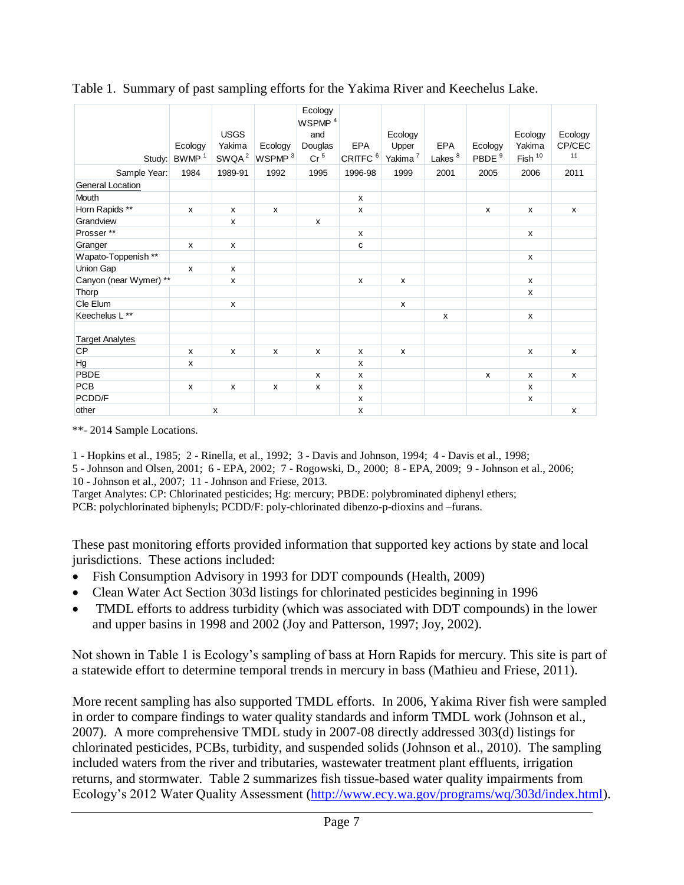Table 1. Summary of past sampling efforts for the Yakima River and Keechelus Lake.

| Study: | Ecology BWMP [1] | USGS Yakima SWQA [2] | Ecology WSPMP [3] | Ecology WSPMP [4] and Douglas Cr [5] | EPA CRITFC [6] | Ecology Upper Yakima [7] | EPA Lakes [8] | Ecology PBDE [9] | Ecology Yakima Fish [10] | Ecology CP/CEC [11] |
|---|---|---|---|---|---|---|---|---|---|---|
| Sample Year: | 1984 | 1989-91 | 1992 | 1995 | 1996-98 | 1999 | 2001 | 2005 | 2006 | 2011 |
| General Location | | | | | | | | | | |
| Mouth | | | | | x | | | | | |
| Horn Rapids ** | x | x | x | | x | | | x | x | x |
| Grandview | | x | | x | | | | | | |
| Prosser ** | | | | | x | | | | x | |
| Granger | x | x | | | c | | | | | |
| Wapato-Toppenish ** | | | | | | | | | x | |
| Union Gap | x | x | | | | | | | | |
| Canyon (near Wymer) ** | | x | | | x | x | | | x | |
| Thorp | | | | | | | | | x | |
| Cle Elum | | x | | | | x | | | | |
| Keechelus L ** | | | | | | | x | | x | |
| | | | | | | | | | | |
| Target Analytes | | | | | | | | | | |
| CP | x | x | x | x | x | x | | | x | x |
| Hg | x | | | | x | | | | | |
| PBDE | | | | x | x | | | x | x | x |
| PCB | x | x | x | x | x | | | | x | |
| PCDD/F | | | | | x | | | | x | |
| other | | x | | | x | | | | | x |

**- 2014 Sample Locations.

1 - Hopkins et al., 1985; 2 - Rinella, et al., 1992; 3 - Davis and Johnson, 1994; 4 - Davis et al., 1998;
5 - Johnson and Olsen, 2001; 6 - EPA, 2002; 7 - Rogowski, D., 2000; 8 - EPA, 2009; 9 - Johnson et al., 2006;
10 - Johnson et al., 2007; 11 - Johnson and Friese, 2013.
Target Analytes: CP: Chlorinated pesticides; Hg: mercury; PBDE: polybrominated diphenyl ethers;
PCB: polychlorinated biphenyls; PCDD/F: poly-chlorinated dibenzo-p-dioxins and –furans.

These past monitoring efforts provided information that supported key actions by state and local jurisdictions. These actions included:

- Fish Consumption Advisory in 1993 for DDT compounds (Health, 2009)
- Clean Water Act Section 303d listings for chlorinated pesticides beginning in 1996
- TMDL efforts to address turbidity (which was associated with DDT compounds) in the lower and upper basins in 1998 and 2002 (Joy and Patterson, 1997; Joy, 2002).

Not shown in Table 1 is Ecology's sampling of bass at Horn Rapids for mercury. This site is part of a statewide effort to determine temporal trends in mercury in bass (Mathieu and Friese, 2011).

More recent sampling has also supported TMDL efforts. In 2006, Yakima River fish were sampled in order to compare findings to water quality standards and inform TMDL work (Johnson et al., 2007). A more comprehensive TMDL study in 2007-08 directly addressed 303(d) listings for chlorinated pesticides, PCBs, turbidity, and suspended solids (Johnson et al., 2010). The sampling included waters from the river and tributaries, wastewater treatment plant effluents, irrigation returns, and stormwater. Table 2 summarizes fish tissue-based water quality impairments from Ecology's 2012 Water Quality Assessment (http://www.ecy.wa.gov/programs/wq/303d/index.html).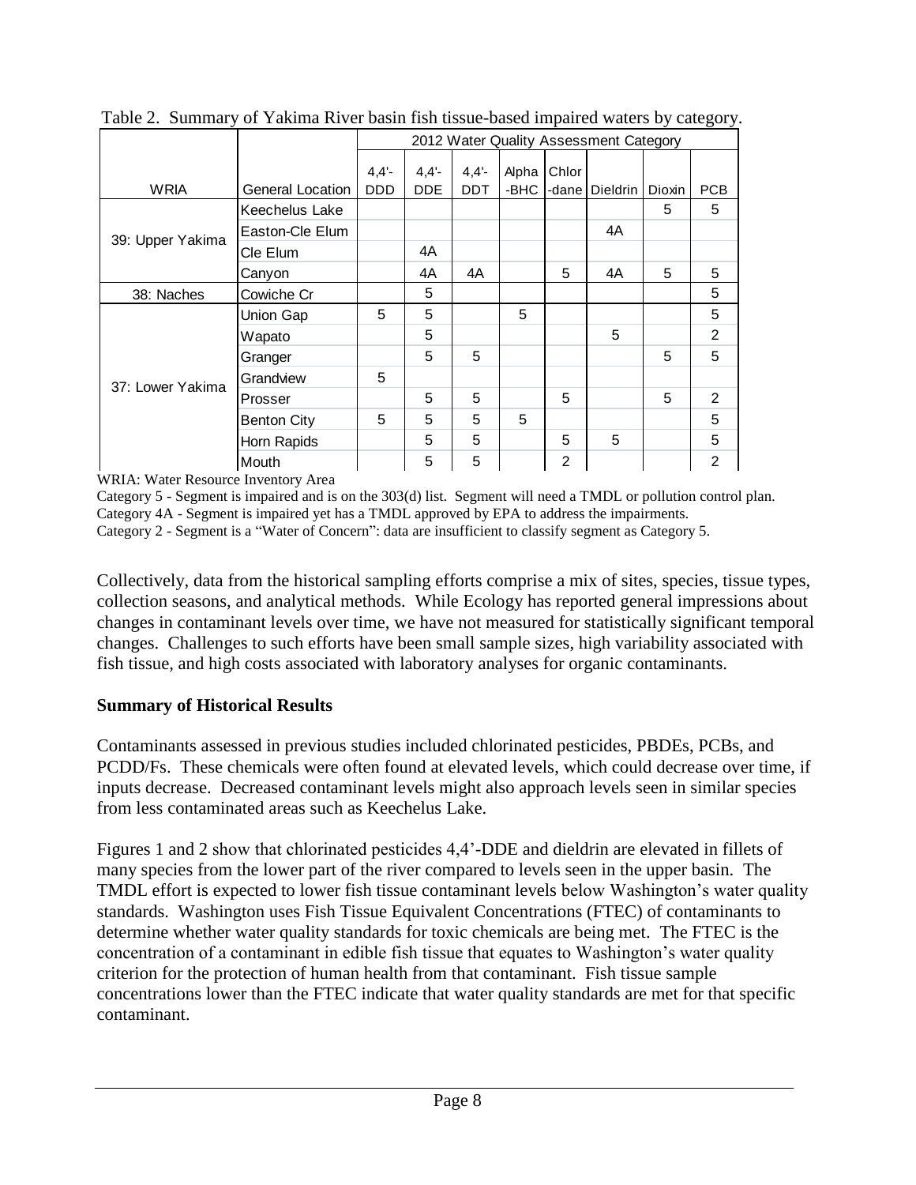Table 2. Summary of Yakima River basin fish tissue-based impaired waters by category.

| WRIA | General Location | 2012 Water Quality Assessment Category | | | | | | | |
|---|---|---|---|---|---|---|---|---|---|
| | | 4,4'-DDD | 4,4'-DDE | 4,4'-DDT | Alpha-BHC | Chlor-dane | Dieldrin | Dioxin | PCB |
| 39: Upper Yakima | Keechelus Lake | | | | | | | 5 | 5 |
| | Easton-Cle Elum | | | | | | 4A | | |
| | Cle Elum | | 4A | | | | | | |
| | Canyon | | 4A | 4A | | 5 | 4A | 5 | 5 |
| 38: Naches | Cowiche Cr | | 5 | | | | | | 5 |
| 37: Lower Yakima | Union Gap | 5 | 5 | | 5 | | | | 5 |
| | Wapato | | 5 | | | | 5 | | 2 |
| | Granger | | 5 | 5 | | | | 5 | 5 |
| | Grandview | 5 | | | | | | | |
| | Prosser | | 5 | 5 | | 5 | | 5 | 2 |
| | Benton City | 5 | 5 | 5 | 5 | | | | 5 |
| | Horn Rapids | | 5 | 5 | | 5 | 5 | | 5 |
| | Mouth | | 5 | 5 | | 2 | | | 2 |

WRIA: Water Resource Inventory Area

Category 5 - Segment is impaired and is on the 303(d) list. Segment will need a TMDL or pollution control plan.

Category 4A - Segment is impaired yet has a TMDL approved by EPA to address the impairments.

Category 2 - Segment is a "Water of Concern": data are insufficient to classify segment as Category 5.

Collectively, data from the historical sampling efforts comprise a mix of sites, species, tissue types, collection seasons, and analytical methods. While Ecology has reported general impressions about changes in contaminant levels over time, we have not measured for statistically significant temporal changes. Challenges to such efforts have been small sample sizes, high variability associated with fish tissue, and high costs associated with laboratory analyses for organic contaminants.

## Summary of Historical Results

Contaminants assessed in previous studies included chlorinated pesticides, PBDEs, PCBs, and PCDD/Fs. These chemicals were often found at elevated levels, which could decrease over time, if inputs decrease. Decreased contaminant levels might also approach levels seen in similar species from less contaminated areas such as Keechelus Lake.

Figures 1 and 2 show that chlorinated pesticides 4,4'-DDE and dieldrin are elevated in fillets of many species from the lower part of the river compared to levels seen in the upper basin. The TMDL effort is expected to lower fish tissue contaminant levels below Washington's water quality standards. Washington uses Fish Tissue Equivalent Concentrations (FTEC) of contaminants to determine whether water quality standards for toxic chemicals are being met. The FTEC is the concentration of a contaminant in edible fish tissue that equates to Washington's water quality criterion for the protection of human health from that contaminant. Fish tissue sample concentrations lower than the FTEC indicate that water quality standards are met for that specific contaminant.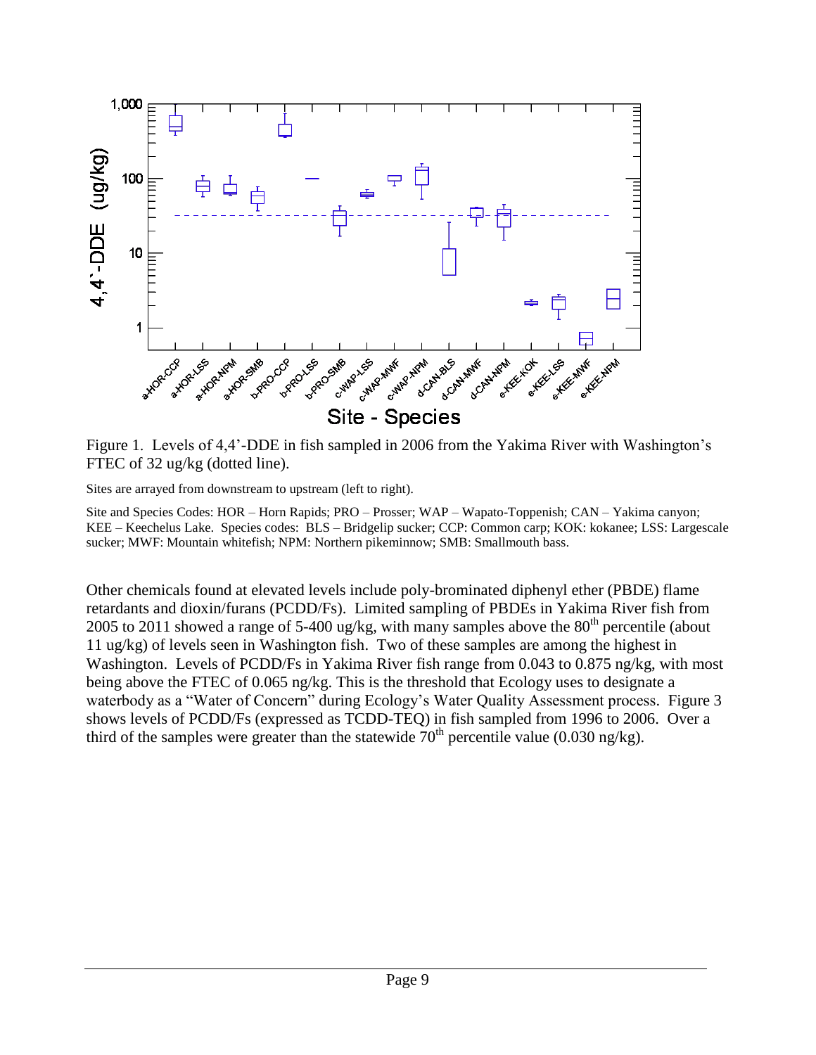Figure 1. Levels of 4,4'-DDE in fish sampled in 2006 from the Yakima River with Washington's FTEC of 32 ug/kg (dotted line).

Sites are arrayed from downstream to upstream (left to right).

Site and Species Codes: HOR – Horn Rapids; PRO – Prosser; WAP – Wapato-Toppenish; CAN – Yakima canyon; KEE – Keechelus Lake. Species codes: BLS – Bridgelip sucker; CCP: Common carp; KOK: kokanee; LSS: Largescale sucker; MWF: Mountain whitefish; NPM: Northern pikeminnow; SMB: Smallmouth bass.

Other chemicals found at elevated levels include poly-brominated diphenyl ether (PBDE) flame retardants and dioxin/furans (PCDD/Fs). Limited sampling of PBDEs in Yakima River fish from 2005 to 2011 showed a range of 5-400 ug/kg, with many samples above the 80th percentile (about 11 ug/kg) of levels seen in Washington fish. Two of these samples are among the highest in Washington. Levels of PCDD/Fs in Yakima River fish range from 0.043 to 0.875 ng/kg, with most being above the FTEC of 0.065 ng/kg. This is the threshold that Ecology uses to designate a waterbody as a "Water of Concern" during Ecology's Water Quality Assessment process. Figure 3 shows levels of PCDD/Fs (expressed as TCDD-TEQ) in fish sampled from 1996 to 2006. Over a third of the samples were greater than the statewide 70th percentile value (0.030 ng/kg).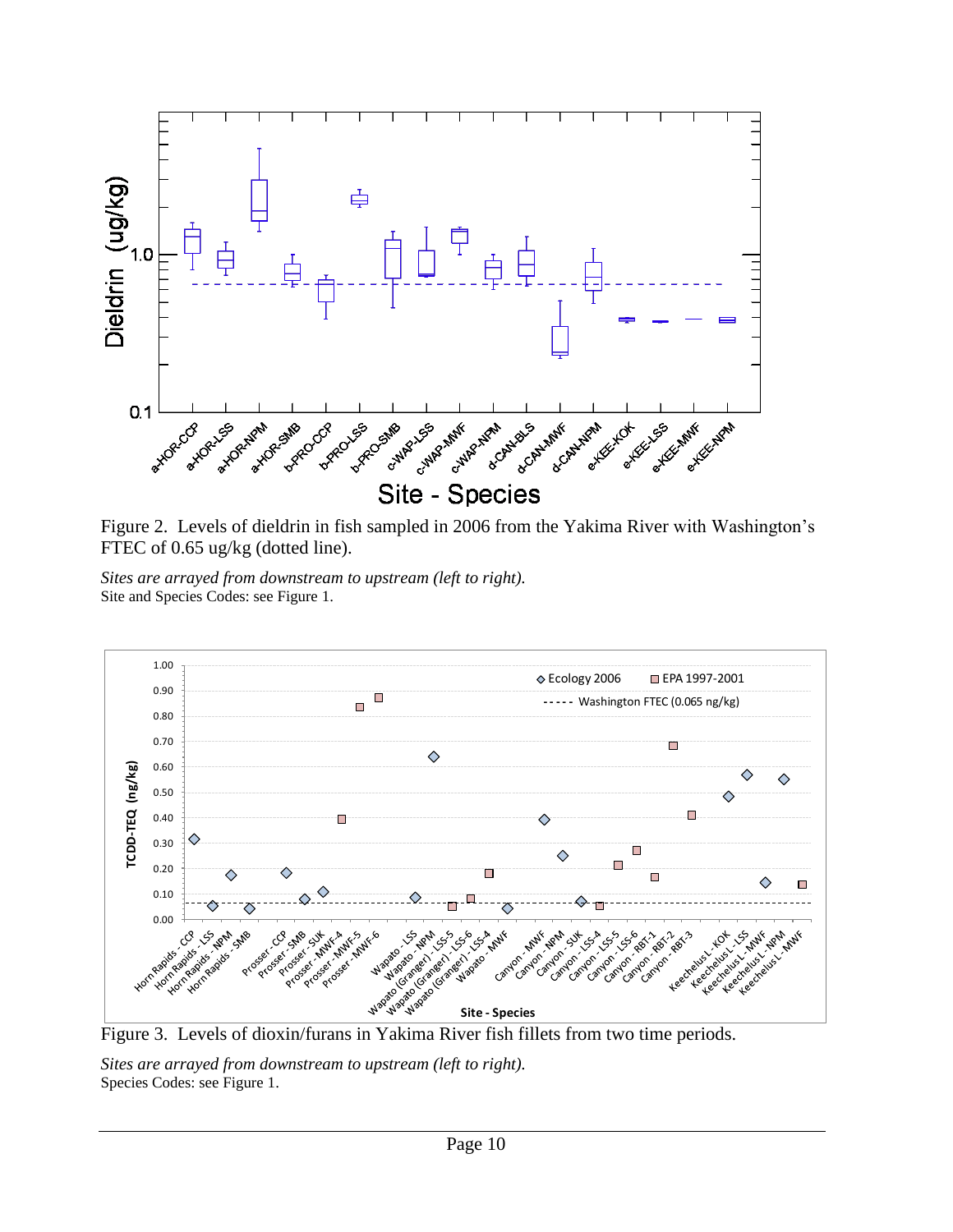Figure 2. Levels of dieldrin in fish sampled in 2006 from the Yakima River with Washington's FTEC of 0.65 ug/kg (dotted line).

*Sites are arrayed from downstream to upstream (left to right).*
Site and Species Codes: see Figure 1.

Figure 3. Levels of dioxin/furans in Yakima River fish fillets from two time periods.

*Sites are arrayed from downstream to upstream (left to right).*
Species Codes: see Figure 1.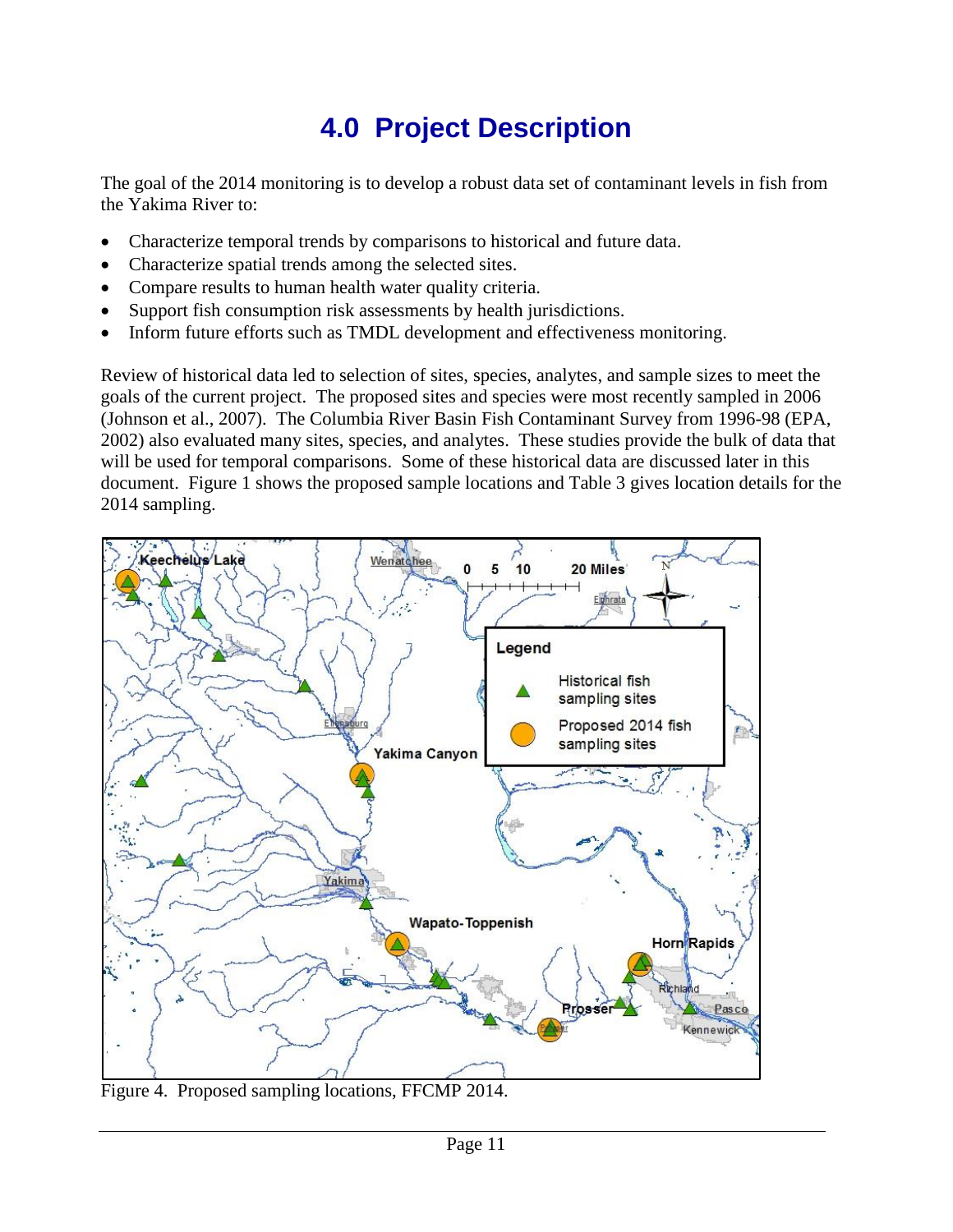# 4.0 Project Description

The goal of the 2014 monitoring is to develop a robust data set of contaminant levels in fish from the Yakima River to:

- Characterize temporal trends by comparisons to historical and future data.
- Characterize spatial trends among the selected sites.
- Compare results to human health water quality criteria.
- Support fish consumption risk assessments by health jurisdictions.
- Inform future efforts such as TMDL development and effectiveness monitoring.

Review of historical data led to selection of sites, species, analytes, and sample sizes to meet the goals of the current project. The proposed sites and species were most recently sampled in 2006 (Johnson et al., 2007). The Columbia River Basin Fish Contaminant Survey from 1996-98 (EPA, 2002) also evaluated many sites, species, and analytes. These studies provide the bulk of data that will be used for temporal comparisons. Some of these historical data are discussed later in this document. Figure 1 shows the proposed sample locations and Table 3 gives location details for the 2014 sampling.

Figure 4. Proposed sampling locations, FFCMP 2014.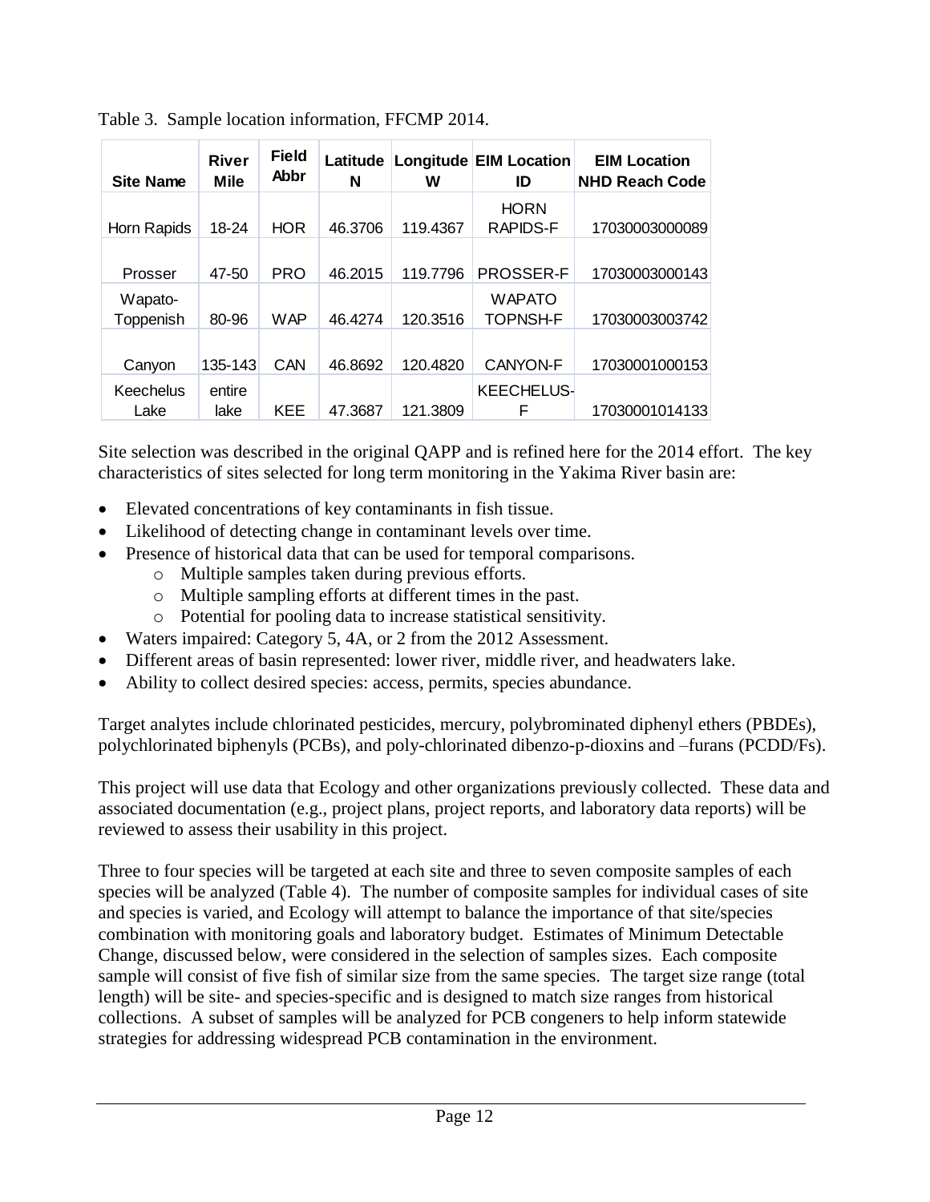Table 3. Sample location information, FFCMP 2014.

| Site Name | River Mile | Field Abbr | Latitude N | Longitude W | EIM Location ID | EIM Location NHD Reach Code |
|---|---|---|---|---|---|---|
| Horn Rapids | 18-24 | HOR | 46.3706 | 119.4367 | HORN RAPIDS-F | 17030003000089 |
| Prosser | 47-50 | PRO | 46.2015 | 119.7796 | PROSSER-F | 17030003000143 |
| Wapato-Toppenish | 80-96 | WAP | 46.4274 | 120.3516 | WAPATO TOPNSH-F | 17030003003742 |
| Canyon | 135-143 | CAN | 46.8692 | 120.4820 | CANYON-F | 17030001000153 |
| Keechelus Lake | entire lake | KEE | 47.3687 | 121.3809 | KEECHELUS-F | 17030001014133 |

Site selection was described in the original QAPP and is refined here for the 2014 effort. The key characteristics of sites selected for long term monitoring in the Yakima River basin are:

- Elevated concentrations of key contaminants in fish tissue.
- Likelihood of detecting change in contaminant levels over time.
- Presence of historical data that can be used for temporal comparisons.
  - Multiple samples taken during previous efforts.
  - Multiple sampling efforts at different times in the past.
  - Potential for pooling data to increase statistical sensitivity.
- Waters impaired: Category 5, 4A, or 2 from the 2012 Assessment.
- Different areas of basin represented: lower river, middle river, and headwaters lake.
- Ability to collect desired species: access, permits, species abundance.

Target analytes include chlorinated pesticides, mercury, polybrominated diphenyl ethers (PBDEs), polychlorinated biphenyls (PCBs), and poly-chlorinated dibenzo-p-dioxins and –furans (PCDD/Fs).

This project will use data that Ecology and other organizations previously collected. These data and associated documentation (e.g., project plans, project reports, and laboratory data reports) will be reviewed to assess their usability in this project.

Three to four species will be targeted at each site and three to seven composite samples of each species will be analyzed (Table 4). The number of composite samples for individual cases of site and species is varied, and Ecology will attempt to balance the importance of that site/species combination with monitoring goals and laboratory budget. Estimates of Minimum Detectable Change, discussed below, were considered in the selection of samples sizes. Each composite sample will consist of five fish of similar size from the same species. The target size range (total length) will be site- and species-specific and is designed to match size ranges from historical collections. A subset of samples will be analyzed for PCB congeners to help inform statewide strategies for addressing widespread PCB contamination in the environment.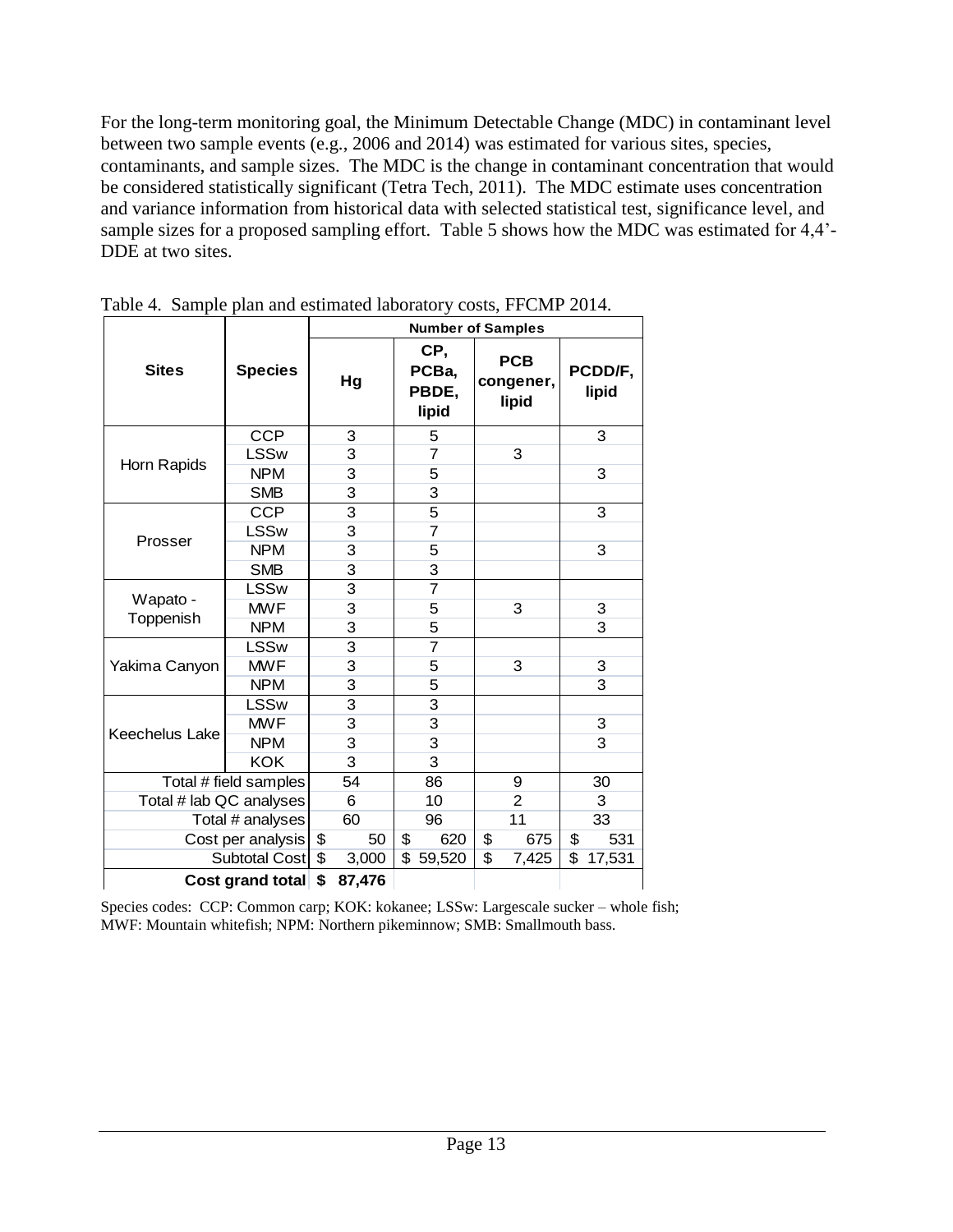For the long-term monitoring goal, the Minimum Detectable Change (MDC) in contaminant level between two sample events (e.g., 2006 and 2014) was estimated for various sites, species, contaminants, and sample sizes. The MDC is the change in contaminant concentration that would be considered statistically significant (Tetra Tech, 2011). The MDC estimate uses concentration and variance information from historical data with selected statistical test, significance level, and sample sizes for a proposed sampling effort. Table 5 shows how the MDC was estimated for 4,4'-DDE at two sites.

Table 4. Sample plan and estimated laboratory costs, FFCMP 2014.

| Sites | Species | Number of Samples | | | |
|---|---|---|---|---|---|
| | | Hg | CP, PCBa, PBDE, lipid | PCB congener, lipid | PCDD/F, lipid |
| Horn Rapids | CCP | 3 | 5 | | 3 |
| | LSSw | 3 | 7 | 3 | |
| | NPM | 3 | 5 | | 3 |
| | SMB | 3 | 3 | | |
| Prosser | CCP | 3 | 5 | | 3 |
| | LSSw | 3 | 7 | | |
| | NPM | 3 | 5 | | 3 |
| | SMB | 3 | 3 | | |
| Wapato - Toppenish | LSSw | 3 | 7 | | |
| | MWF | 3 | 5 | 3 | 3 |
| | NPM | 3 | 5 | | 3 |
| Yakima Canyon | LSSw | 3 | 7 | | |
| | MWF | 3 | 5 | 3 | 3 |
| | NPM | 3 | 5 | | 3 |
| Keechelus Lake | LSSw | 3 | 3 | | |
| | MWF | 3 | 3 | | 3 |
| | NPM | 3 | 3 | | 3 |
| | KOK | 3 | 3 | | |
| Total # field samples | | 54 | 86 | 9 | 30 |
| Total # lab QC analyses | | 6 | 10 | 2 | 3 |
| Total # analyses | | 60 | 96 | 11 | 33 |
| Cost per analysis | | $ 50 | $ 620 | $ 675 | $ 531 |
| Subtotal Cost | | $ 3,000 | $ 59,520 | $ 7,425 | $ 17,531 |
| **Cost grand total** | | **$ 87,476** | | | |

Species codes: CCP: Common carp; KOK: kokanee; LSSw: Largescale sucker – whole fish; MWF: Mountain whitefish; NPM: Northern pikeminnow; SMB: Smallmouth bass.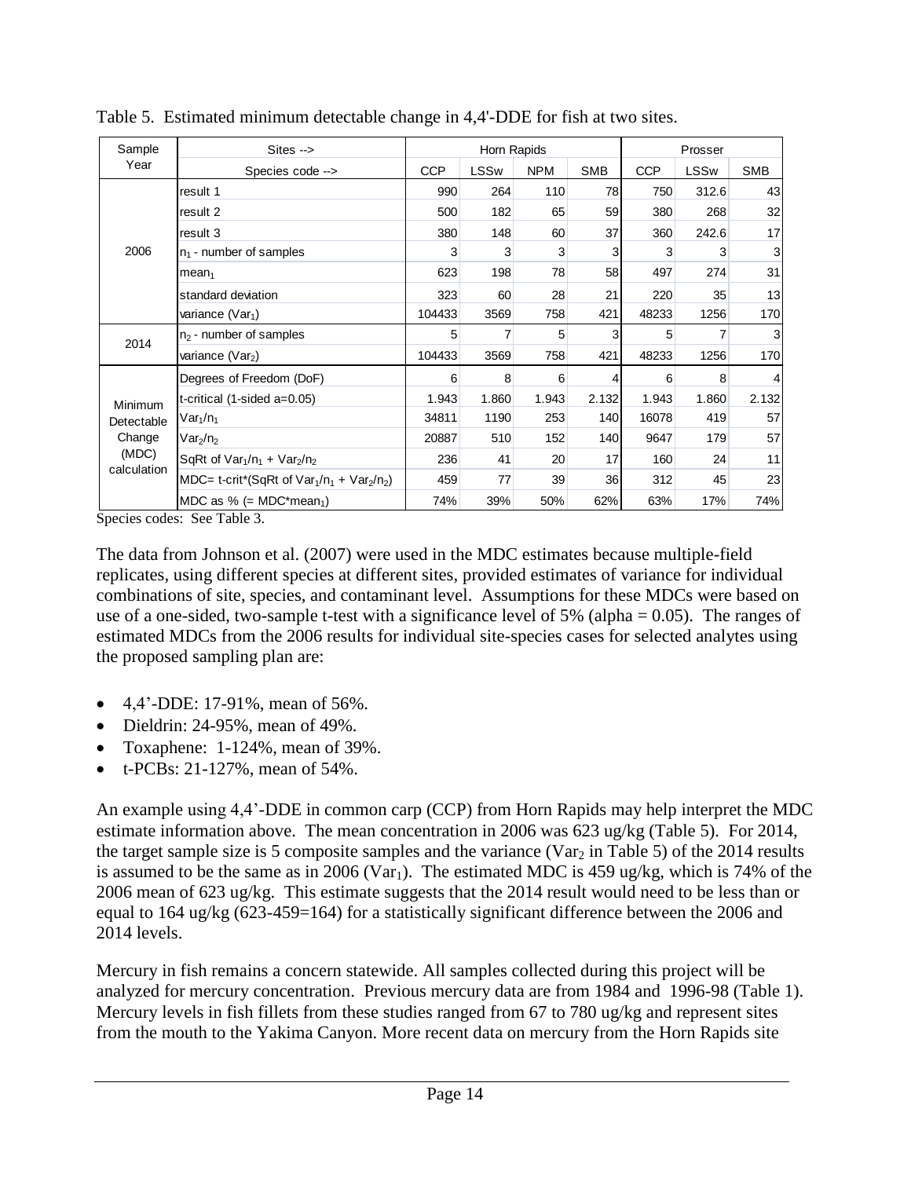Table 5. Estimated minimum detectable change in 4,4'-DDE for fish at two sites.

| Sample Year | Sites --> | Horn Rapids | | | | Prosser | | |
|---|---|---|---|---|---|---|---|---|
| | Species code --> | CCP | LSSw | NPM | SMB | CCP | LSSw | SMB |
| 2006 | result 1 | 990 | 264 | 110 | 78 | 750 | 312.6 | 43 |
| | result 2 | 500 | 182 | 65 | 59 | 380 | 268 | 32 |
| | result 3 | 380 | 148 | 60 | 37 | 360 | 242.6 | 17 |
| | $n_1$ - number of samples | 3 | 3 | 3 | 3 | 3 | 3 | 3 |
| | $mean_1$ | 623 | 198 | 78 | 58 | 497 | 274 | 31 |
| | standard deviation | 323 | 60 | 28 | 21 | 220 | 35 | 13 |
| | variance ($Var_1$) | 104433 | 3569 | 758 | 421 | 48233 | 1256 | 170 |
| 2014 | $n_2$ - number of samples | 5 | 7 | 5 | 3 | 5 | 7 | 3 |
| | variance ($Var_2$) | 104433 | 3569 | 758 | 421 | 48233 | 1256 | 170 |
| Minimum Detectable Change (MDC) calculation | Degrees of Freedom (DoF) | 6 | 8 | 6 | 4 | 6 | 8 | 4 |
| | t-critical (1-sided a=0.05) | 1.943 | 1.860 | 1.943 | 2.132 | 1.943 | 1.860 | 2.132 |
| | $Var_1/n_1$ | 34811 | 1190 | 253 | 140 | 16078 | 419 | 57 |
| | $Var_2/n_2$ | 20887 | 510 | 152 | 140 | 9647 | 179 | 57 |
| | SqRt of $Var_1/n_1 + Var_2/n_2$ | 236 | 41 | 20 | 17 | 160 | 24 | 11 |
| | MDC= t-crit*(SqRt of $Var_1/n_1 + Var_2/n_2$) | 459 | 77 | 39 | 36 | 312 | 45 | 23 |
| | MDC as % (= MDC*$mean_1$) | 74% | 39% | 50% | 62% | 63% | 17% | 74% |

Species codes: See Table 3.

The data from Johnson et al. (2007) were used in the MDC estimates because multiple-field replicates, using different species at different sites, provided estimates of variance for individual combinations of site, species, and contaminant level. Assumptions for these MDCs were based on use of a one-sided, two-sample t-test with a significance level of 5% (alpha = 0.05). The ranges of estimated MDCs from the 2006 results for individual site-species cases for selected analytes using the proposed sampling plan are:

- 4,4'-DDE: 17-91%, mean of 56%.
- Dieldrin: 24-95%, mean of 49%.
- Toxaphene: 1-124%, mean of 39%.
- t-PCBs: 21-127%, mean of 54%.

An example using 4,4'-DDE in common carp (CCP) from Horn Rapids may help interpret the MDC estimate information above. The mean concentration in 2006 was 623 ug/kg (Table 5). For 2014, the target sample size is 5 composite samples and the variance ($Var_2$ in Table 5) of the 2014 results is assumed to be the same as in 2006 ($Var_1$). The estimated MDC is 459 ug/kg, which is 74% of the 2006 mean of 623 ug/kg. This estimate suggests that the 2014 result would need to be less than or equal to 164 ug/kg (623-459=164) for a statistically significant difference between the 2006 and 2014 levels.

Mercury in fish remains a concern statewide. All samples collected during this project will be analyzed for mercury concentration. Previous mercury data are from 1984 and 1996-98 (Table 1). Mercury levels in fish fillets from these studies ranged from 67 to 780 ug/kg and represent sites from the mouth to the Yakima Canyon. More recent data on mercury from the Horn Rapids site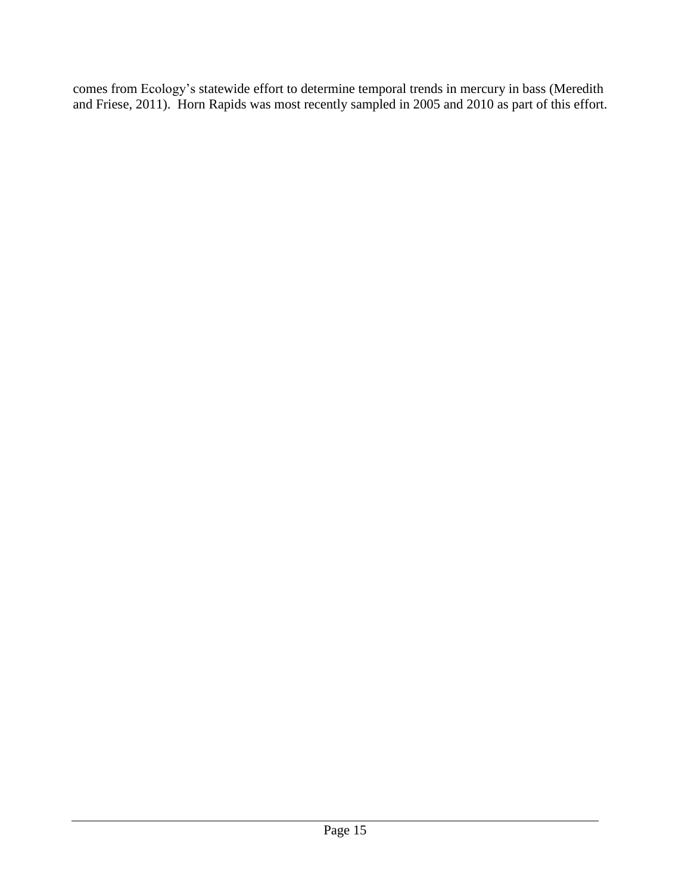comes from Ecology’s statewide effort to determine temporal trends in mercury in bass (Meredith and Friese, 2011). Horn Rapids was most recently sampled in 2005 and 2010 as part of this effort.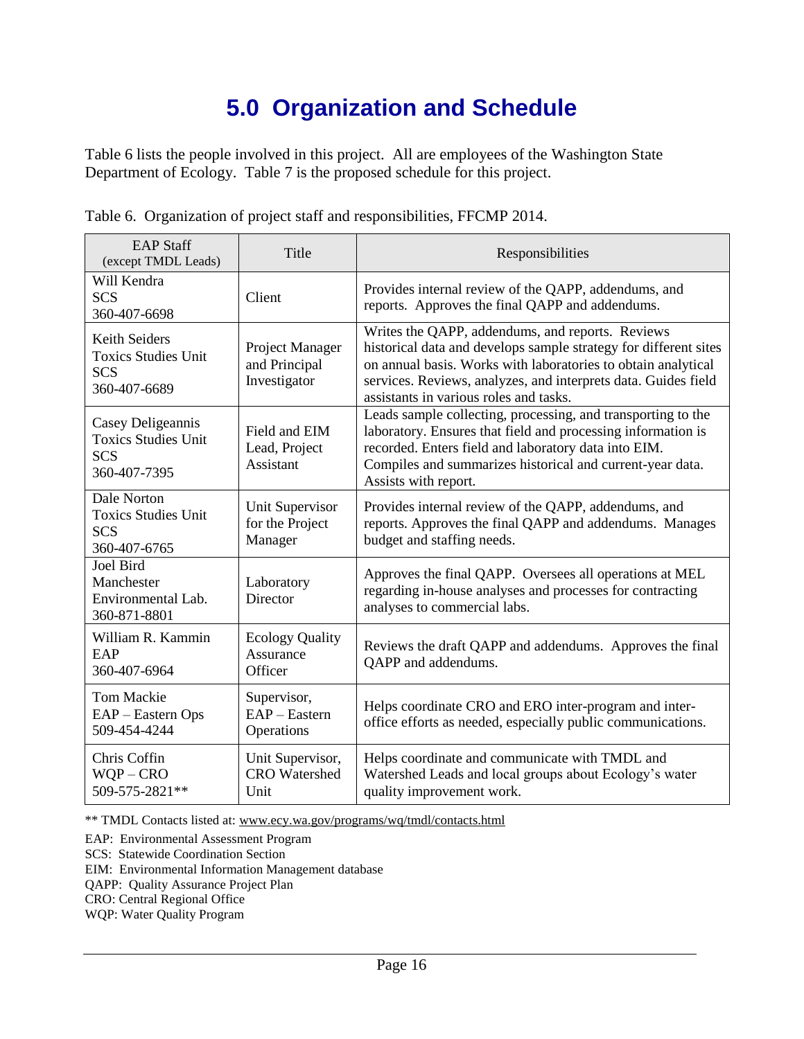# 5.0 Organization and Schedule

Table 6 lists the people involved in this project. All are employees of the Washington State Department of Ecology. Table 7 is the proposed schedule for this project.

Table 6. Organization of project staff and responsibilities, FFCMP 2014.

| EAP Staff (except TMDL Leads) | Title | Responsibilities |
|---|---|---|
| Will Kendra<br>SCS<br>360-407-6698 | Client | Provides internal review of the QAPP, addendums, and reports. Approves the final QAPP and addendums. |
| Keith Seiders<br>Toxics Studies Unit<br>SCS<br>360-407-6689 | Project Manager and Principal Investigator | Writes the QAPP, addendums, and reports. Reviews historical data and develops sample strategy for different sites on annual basis. Works with laboratories to obtain analytical services. Reviews, analyzes, and interprets data. Guides field assistants in various roles and tasks. |
| Casey Deligeannis<br>Toxics Studies Unit<br>SCS<br>360-407-7395 | Field and EIM Lead, Project Assistant | Leads sample collecting, processing, and transporting to the laboratory. Ensures that field and processing information is recorded. Enters field and laboratory data into EIM. Compiles and summarizes historical and current-year data. Assists with report. |
| Dale Norton<br>Toxics Studies Unit<br>SCS<br>360-407-6765 | Unit Supervisor for the Project Manager | Provides internal review of the QAPP, addendums, and reports. Approves the final QAPP and addendums. Manages budget and staffing needs. |
| Joel Bird<br>Manchester Environmental Lab.<br>360-871-8801 | Laboratory Director | Approves the final QAPP. Oversees all operations at MEL regarding in-house analyses and processes for contracting analyses to commercial labs. |
| William R. Kammin<br>EAP<br>360-407-6964 | Ecology Quality Assurance Officer | Reviews the draft QAPP and addendums. Approves the final QAPP and addendums. |
| Tom Mackie<br>EAP – Eastern Ops<br>509-454-4244 | Supervisor, EAP – Eastern Operations | Helps coordinate CRO and ERO inter-program and inter-office efforts as needed, especially public communications. |
| Chris Coffin<br>WQP – CRO<br>509-575-2821** | Unit Supervisor, CRO Watershed Unit | Helps coordinate and communicate with TMDL and Watershed Leads and local groups about Ecology's water quality improvement work. |

** TMDL Contacts listed at: www.ecy.wa.gov/programs/wq/tmdl/contacts.html

EAP: Environmental Assessment Program
SCS: Statewide Coordination Section
EIM: Environmental Information Management database
QAPP: Quality Assurance Project Plan
CRO: Central Regional Office
WQP: Water Quality Program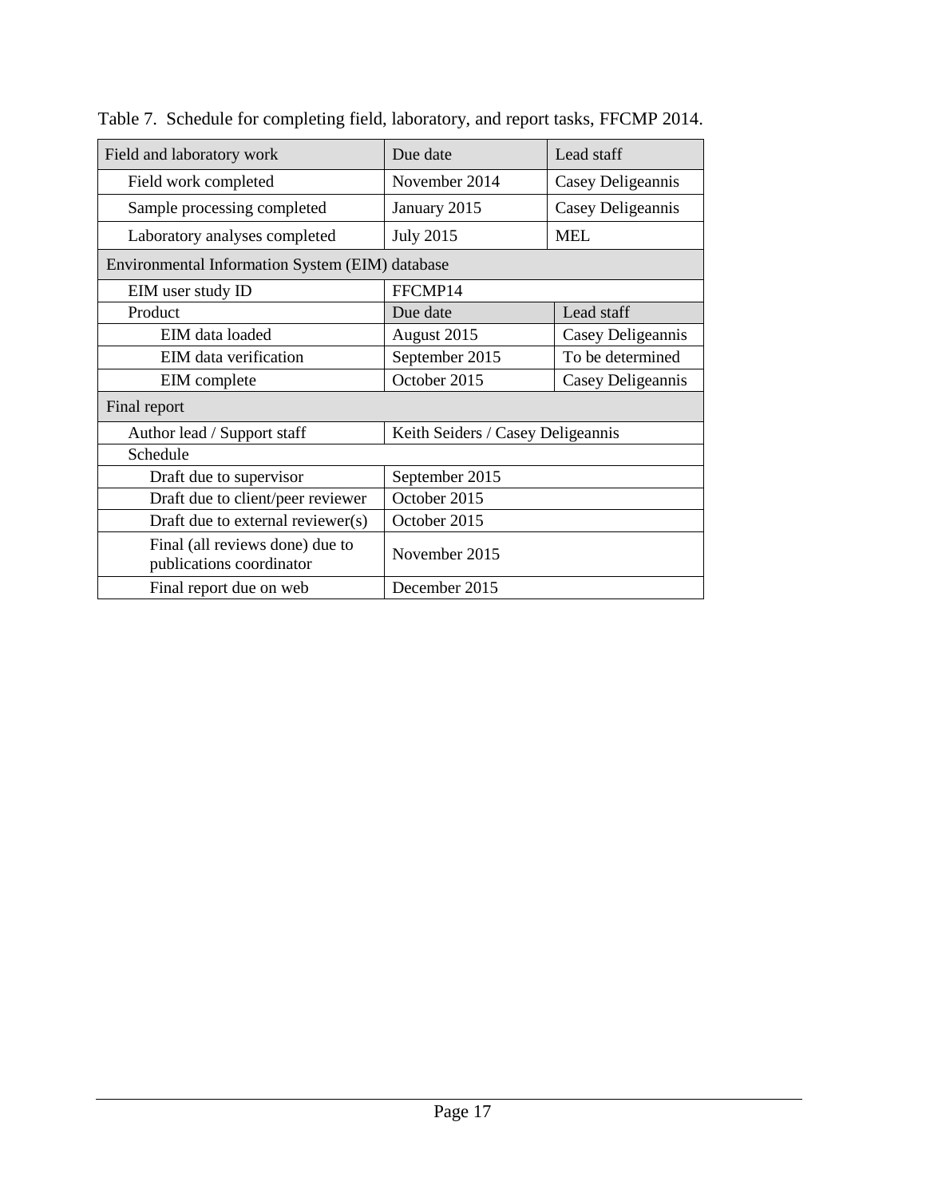Table 7.  Schedule for completing field, laboratory, and report tasks, FFCMP 2014.

| Field and laboratory work | Due date | Lead staff |
|---|---|---|
| Field work completed | November 2014 | Casey Deligeannis |
| Sample processing completed | January 2015 | Casey Deligeannis |
| Laboratory analyses completed | July 2015 | MEL |
| Environmental Information System (EIM) database | | |
| EIM user study ID | FFCMP14 | |
| Product | Due date | Lead staff |
| EIM data loaded | August 2015 | Casey Deligeannis |
| EIM data verification | September 2015 | To be determined |
| EIM complete | October 2015 | Casey Deligeannis |
| Final report | | |
| Author lead / Support staff | Keith Seiders / Casey Deligeannis | |
| Schedule | | |
| Draft due to supervisor | September 2015 | |
| Draft due to client/peer reviewer | October 2015 | |
| Draft due to external reviewer(s) | October 2015 | |
| Final (all reviews done) due to publications coordinator | November 2015 | |
| Final report due on web | December 2015 | |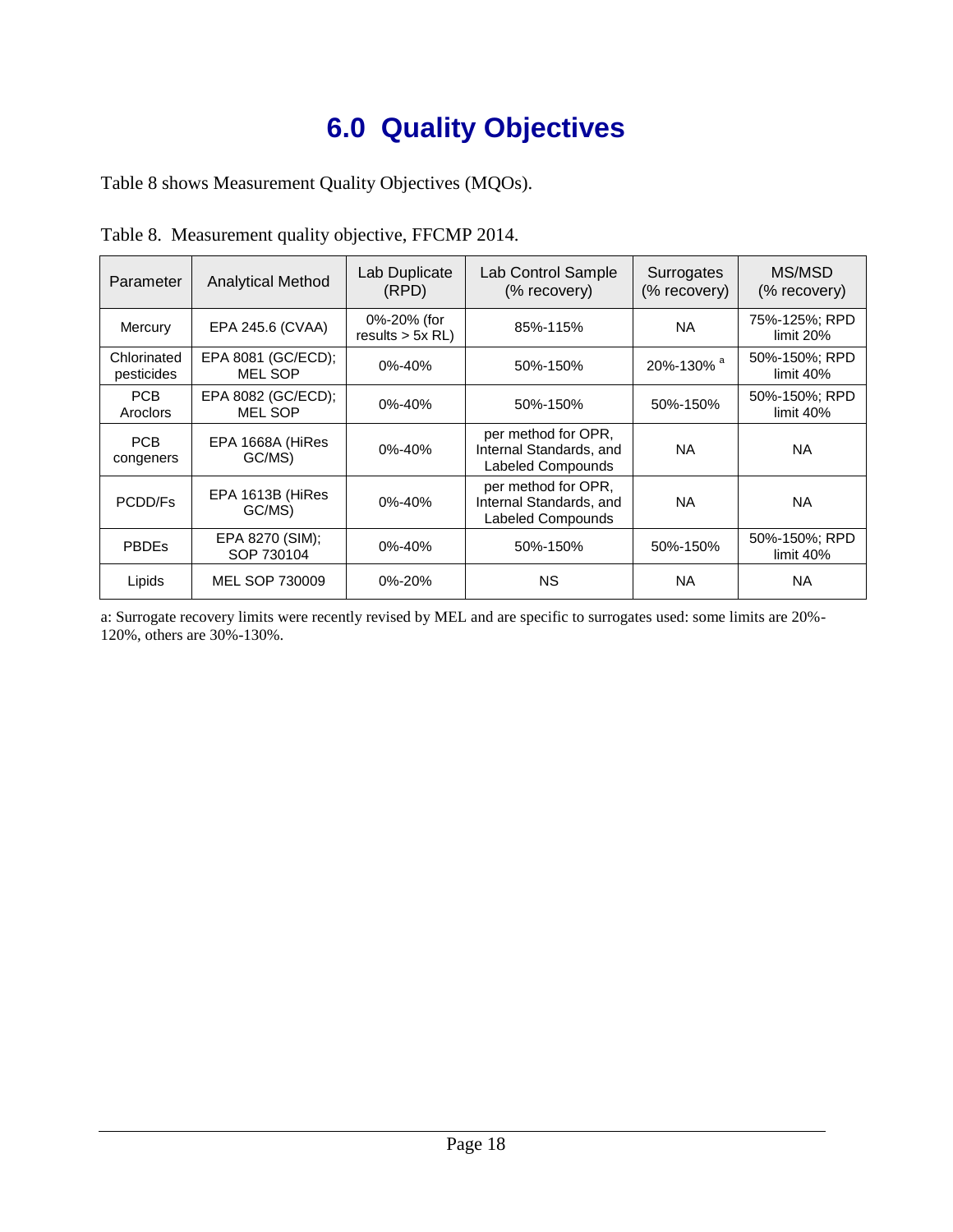# 6.0 Quality Objectives

Table 8 shows Measurement Quality Objectives (MQOs).

Table 8. Measurement quality objective, FFCMP 2014.

| Parameter | Analytical Method | Lab Duplicate (RPD) | Lab Control Sample (% recovery) | Surrogates (% recovery) | MS/MSD (% recovery) |
|---|---|---|---|---|---|
| Mercury | EPA 245.6 (CVAA) | 0%-20% (for results > 5x RL) | 85%-115% | NA | 75%-125%; RPD limit 20% |
| Chlorinated pesticides | EPA 8081 (GC/ECD); MEL SOP | 0%-40% | 50%-150% | 20%-130% [a] | 50%-150%; RPD limit 40% |
| PCB Aroclors | EPA 8082 (GC/ECD); MEL SOP | 0%-40% | 50%-150% | 50%-150% | 50%-150%; RPD limit 40% |
| PCB congeners | EPA 1668A (HiRes GC/MS) | 0%-40% | per method for OPR, Internal Standards, and Labeled Compounds | NA | NA |
| PCDD/Fs | EPA 1613B (HiRes GC/MS) | 0%-40% | per method for OPR, Internal Standards, and Labeled Compounds | NA | NA |
| PBDEs | EPA 8270 (SIM); SOP 730104 | 0%-40% | 50%-150% | 50%-150% | 50%-150%; RPD limit 40% |
| Lipids | MEL SOP 730009 | 0%-20% | NS | NA | NA |

a: Surrogate recovery limits were recently revised by MEL and are specific to surrogates used: some limits are 20%-120%, others are 30%-130%.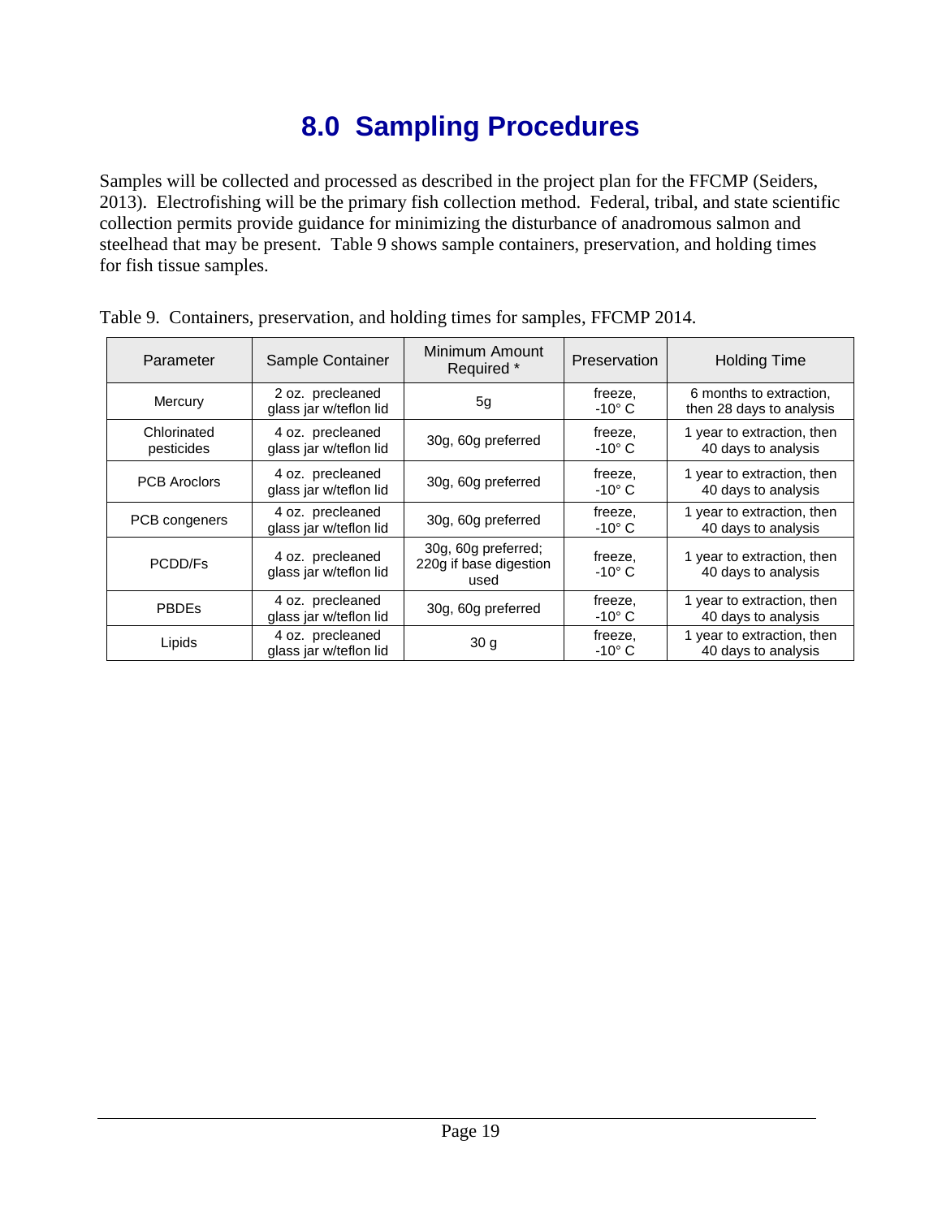# 8.0 Sampling Procedures

Samples will be collected and processed as described in the project plan for the FFCMP (Seiders, 2013). Electrofishing will be the primary fish collection method. Federal, tribal, and state scientific collection permits provide guidance for minimizing the disturbance of anadromous salmon and steelhead that may be present. Table 9 shows sample containers, preservation, and holding times for fish tissue samples.

Table 9. Containers, preservation, and holding times for samples, FFCMP 2014.

| Parameter | Sample Container | Minimum Amount Required * | Preservation | Holding Time |
|---|---|---|---|---|
| Mercury | 2 oz. precleaned glass jar w/teflon lid | 5g | freeze, -10° C | 6 months to extraction, then 28 days to analysis |
| Chlorinated pesticides | 4 oz. precleaned glass jar w/teflon lid | 30g, 60g preferred | freeze, -10° C | 1 year to extraction, then 40 days to analysis |
| PCB Aroclors | 4 oz. precleaned glass jar w/teflon lid | 30g, 60g preferred | freeze, -10° C | 1 year to extraction, then 40 days to analysis |
| PCB congeners | 4 oz. precleaned glass jar w/teflon lid | 30g, 60g preferred | freeze, -10° C | 1 year to extraction, then 40 days to analysis |
| PCDD/Fs | 4 oz. precleaned glass jar w/teflon lid | 30g, 60g preferred; 220g if base digestion used | freeze, -10° C | 1 year to extraction, then 40 days to analysis |
| PBDEs | 4 oz. precleaned glass jar w/teflon lid | 30g, 60g preferred | freeze, -10° C | 1 year to extraction, then 40 days to analysis |
| Lipids | 4 oz. precleaned glass jar w/teflon lid | 30 g | freeze, -10° C | 1 year to extraction, then 40 days to analysis |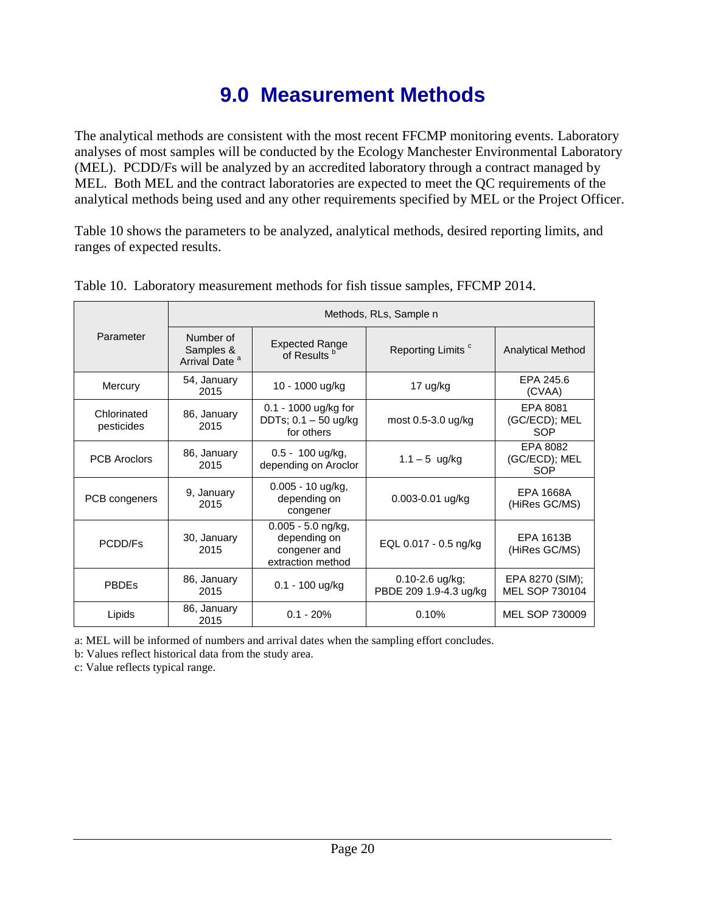# 9.0 Measurement Methods

The analytical methods are consistent with the most recent FFCMP monitoring events. Laboratory analyses of most samples will be conducted by the Ecology Manchester Environmental Laboratory (MEL). PCDD/Fs will be analyzed by an accredited laboratory through a contract managed by MEL. Both MEL and the contract laboratories are expected to meet the QC requirements of the analytical methods being used and any other requirements specified by MEL or the Project Officer.

Table 10 shows the parameters to be analyzed, analytical methods, desired reporting limits, and ranges of expected results.

Table 10. Laboratory measurement methods for fish tissue samples, FFCMP 2014.

| Parameter | Methods, RLs, Sample n | | | |
|---|---|---|---|---|
| | Number of Samples & Arrival Date [a] | Expected Range of Results [b] | Reporting Limits [c] | Analytical Method |
| Mercury | 54, January 2015 | 10 - 1000 ug/kg | 17 ug/kg | EPA 245.6 (CVAA) |
| Chlorinated pesticides | 86, January 2015 | 0.1 - 1000 ug/kg for DDTs; 0.1 – 50 ug/kg for others | most 0.5-3.0 ug/kg | EPA 8081 (GC/ECD); MEL SOP |
| PCB Aroclors | 86, January 2015 | 0.5 - 100 ug/kg, depending on Aroclor | 1.1 – 5 ug/kg | EPA 8082 (GC/ECD); MEL SOP |
| PCB congeners | 9, January 2015 | 0.005 - 10 ug/kg, depending on congener | 0.003-0.01 ug/kg | EPA 1668A (HiRes GC/MS) |
| PCDD/Fs | 30, January 2015 | 0.005 - 5.0 ng/kg, depending on congener and extraction method | EQL 0.017 - 0.5 ng/kg | EPA 1613B (HiRes GC/MS) |
| PBDEs | 86, January 2015 | 0.1 - 100 ug/kg | 0.10-2.6 ug/kg; PBDE 209 1.9-4.3 ug/kg | EPA 8270 (SIM); MEL SOP 730104 |
| Lipids | 86, January 2015 | 0.1 - 20% | 0.10% | MEL SOP 730009 |

a: MEL will be informed of numbers and arrival dates when the sampling effort concludes.

b: Values reflect historical data from the study area.

c: Value reflects typical range.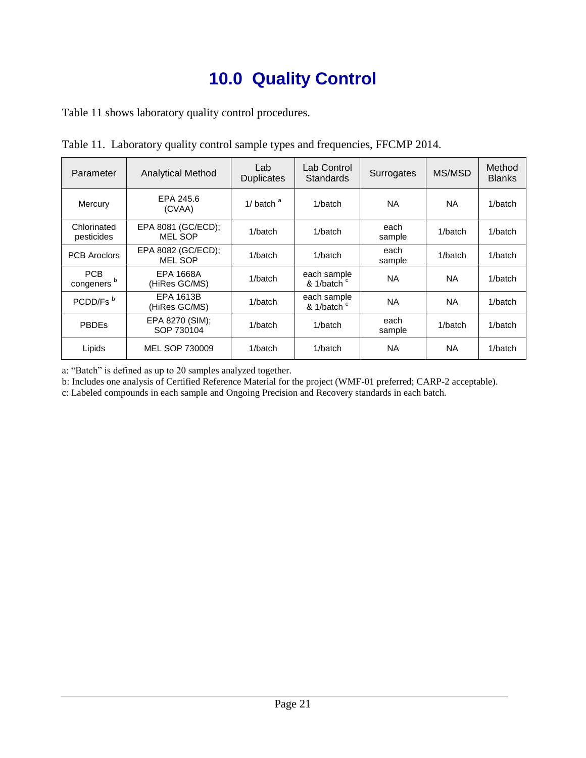# 10.0 Quality Control

Table 11 shows laboratory quality control procedures.

Table 11. Laboratory quality control sample types and frequencies, FFCMP 2014.

| Parameter | Analytical Method | Lab Duplicates | Lab Control Standards | Surrogates | MS/MSD | Method Blanks |
|---|---|---|---|---|---|---|
| Mercury | EPA 245.6 (CVAA) | 1/ batch [a] | 1/batch | NA | NA | 1/batch |
| Chlorinated pesticides | EPA 8081 (GC/ECD); MEL SOP | 1/batch | 1/batch | each sample | 1/batch | 1/batch |
| PCB Aroclors | EPA 8082 (GC/ECD); MEL SOP | 1/batch | 1/batch | each sample | 1/batch | 1/batch |
| PCB congeners [b] | EPA 1668A (HiRes GC/MS) | 1/batch | each sample & 1/batch [c] | NA | NA | 1/batch |
| PCDD/Fs [b] | EPA 1613B (HiRes GC/MS) | 1/batch | each sample & 1/batch [c] | NA | NA | 1/batch |
| PBDEs | EPA 8270 (SIM); SOP 730104 | 1/batch | 1/batch | each sample | 1/batch | 1/batch |
| Lipids | MEL SOP 730009 | 1/batch | 1/batch | NA | NA | 1/batch |

a: "Batch" is defined as up to 20 samples analyzed together.
b: Includes one analysis of Certified Reference Material for the project (WMF-01 preferred; CARP-2 acceptable).
c: Labeled compounds in each sample and Ongoing Precision and Recovery standards in each batch.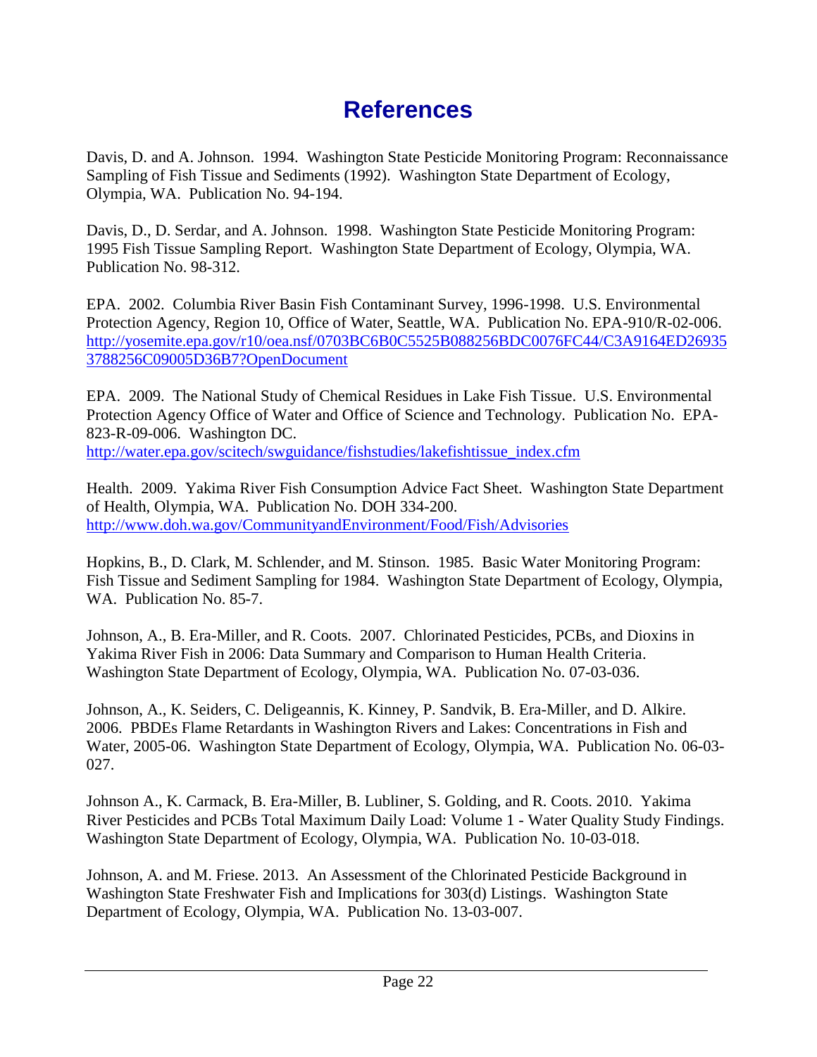# References

Davis, D. and A. Johnson. 1994. Washington State Pesticide Monitoring Program: Reconnaissance Sampling of Fish Tissue and Sediments (1992). Washington State Department of Ecology, Olympia, WA. Publication No. 94-194.

Davis, D., D. Serdar, and A. Johnson. 1998. Washington State Pesticide Monitoring Program: 1995 Fish Tissue Sampling Report. Washington State Department of Ecology, Olympia, WA. Publication No. 98-312.

EPA. 2002. Columbia River Basin Fish Contaminant Survey, 1996-1998. U.S. Environmental Protection Agency, Region 10, Office of Water, Seattle, WA. Publication No. EPA-910/R-02-006. [http://yosemite.epa.gov/r10/oea.nsf/0703BC6B0C5525B088256BDC0076FC44/C3A9164ED269353788256C09005D36B7?OpenDocument](http://yosemite.epa.gov/r10/oea.nsf/0703BC6B0C5525B088256BDC0076FC44/C3A9164ED269353788256C09005D36B7?OpenDocument)

EPA. 2009. The National Study of Chemical Residues in Lake Fish Tissue. U.S. Environmental Protection Agency Office of Water and Office of Science and Technology. Publication No. EPA-823-R-09-006. Washington DC. [http://water.epa.gov/scitech/swguidance/fishstudies/lakefishtissue_index.cfm](http://water.epa.gov/scitech/swguidance/fishstudies/lakefishtissue_index.cfm)

Health. 2009. Yakima River Fish Consumption Advice Fact Sheet. Washington State Department of Health, Olympia, WA. Publication No. DOH 334-200. [http://www.doh.wa.gov/CommunityandEnvironment/Food/Fish/Advisories](http://www.doh.wa.gov/CommunityandEnvironment/Food/Fish/Advisories)

Hopkins, B., D. Clark, M. Schlender, and M. Stinson. 1985. Basic Water Monitoring Program: Fish Tissue and Sediment Sampling for 1984. Washington State Department of Ecology, Olympia, WA. Publication No. 85-7.

Johnson, A., B. Era-Miller, and R. Coots. 2007. Chlorinated Pesticides, PCBs, and Dioxins in Yakima River Fish in 2006: Data Summary and Comparison to Human Health Criteria. Washington State Department of Ecology, Olympia, WA. Publication No. 07-03-036.

Johnson, A., K. Seiders, C. Deligeannis, K. Kinney, P. Sandvik, B. Era-Miller, and D. Alkire. 2006. PBDEs Flame Retardants in Washington Rivers and Lakes: Concentrations in Fish and Water, 2005-06. Washington State Department of Ecology, Olympia, WA. Publication No. 06-03-027.

Johnson A., K. Carmack, B. Era-Miller, B. Lubliner, S. Golding, and R. Coots. 2010. Yakima River Pesticides and PCBs Total Maximum Daily Load: Volume 1 - Water Quality Study Findings. Washington State Department of Ecology, Olympia, WA. Publication No. 10-03-018.

Johnson, A. and M. Friese. 2013. An Assessment of the Chlorinated Pesticide Background in Washington State Freshwater Fish and Implications for 303(d) Listings. Washington State Department of Ecology, Olympia, WA. Publication No. 13-03-007.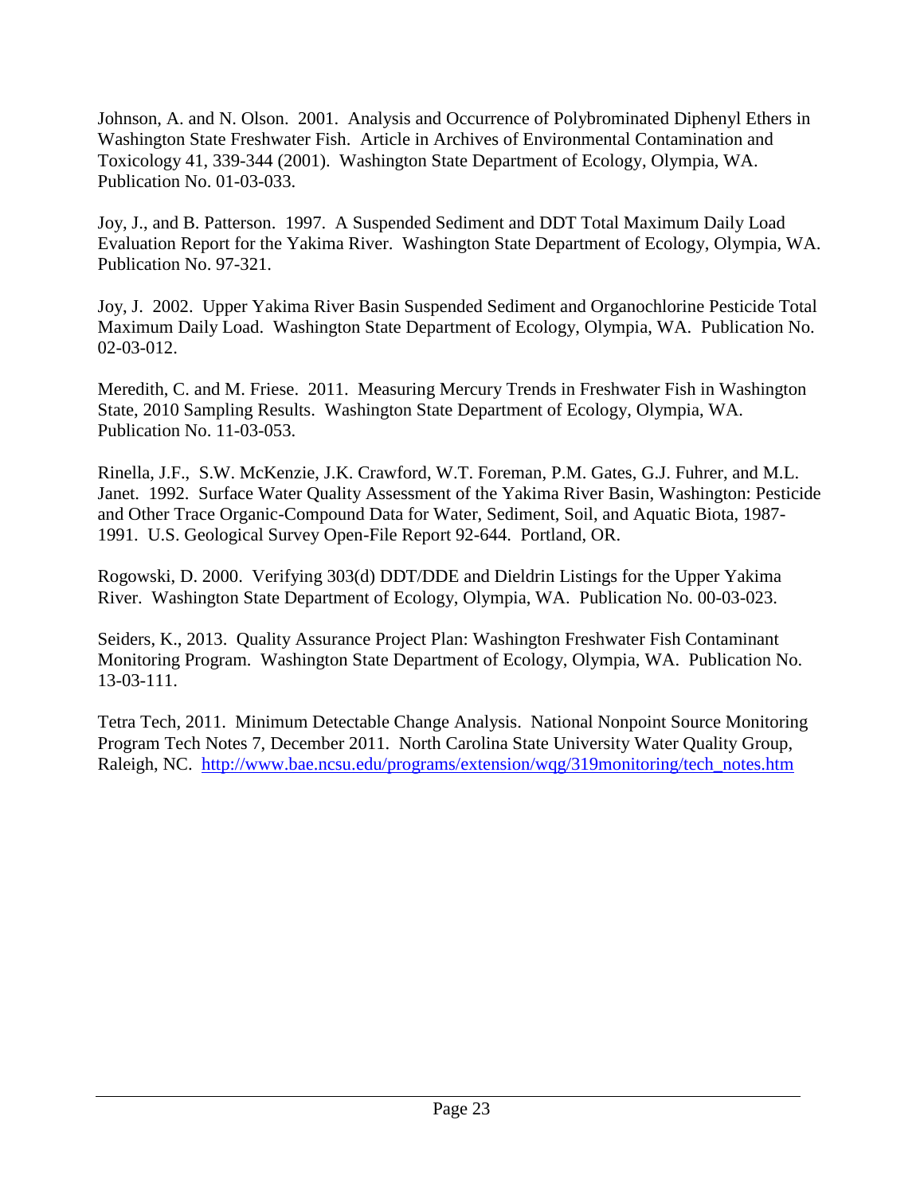Johnson, A. and N. Olson. 2001. Analysis and Occurrence of Polybrominated Diphenyl Ethers in Washington State Freshwater Fish. Article in Archives of Environmental Contamination and Toxicology 41, 339-344 (2001). Washington State Department of Ecology, Olympia, WA. Publication No. 01-03-033.

Joy, J., and B. Patterson. 1997. A Suspended Sediment and DDT Total Maximum Daily Load Evaluation Report for the Yakima River. Washington State Department of Ecology, Olympia, WA. Publication No. 97-321.

Joy, J. 2002. Upper Yakima River Basin Suspended Sediment and Organochlorine Pesticide Total Maximum Daily Load. Washington State Department of Ecology, Olympia, WA. Publication No. 02-03-012.

Meredith, C. and M. Friese. 2011. Measuring Mercury Trends in Freshwater Fish in Washington State, 2010 Sampling Results. Washington State Department of Ecology, Olympia, WA. Publication No. 11-03-053.

Rinella, J.F., S.W. McKenzie, J.K. Crawford, W.T. Foreman, P.M. Gates, G.J. Fuhrer, and M.L. Janet. 1992. Surface Water Quality Assessment of the Yakima River Basin, Washington: Pesticide and Other Trace Organic-Compound Data for Water, Sediment, Soil, and Aquatic Biota, 1987-1991. U.S. Geological Survey Open-File Report 92-644. Portland, OR.

Rogowski, D. 2000. Verifying 303(d) DDT/DDE and Dieldrin Listings for the Upper Yakima River. Washington State Department of Ecology, Olympia, WA. Publication No. 00-03-023.

Seiders, K., 2013. Quality Assurance Project Plan: Washington Freshwater Fish Contaminant Monitoring Program. Washington State Department of Ecology, Olympia, WA. Publication No. 13-03-111.

Tetra Tech, 2011. Minimum Detectable Change Analysis. National Nonpoint Source Monitoring Program Tech Notes 7, December 2011. North Carolina State University Water Quality Group, Raleigh, NC. http://www.bae.ncsu.edu/programs/extension/wqg/319monitoring/tech_notes.htm